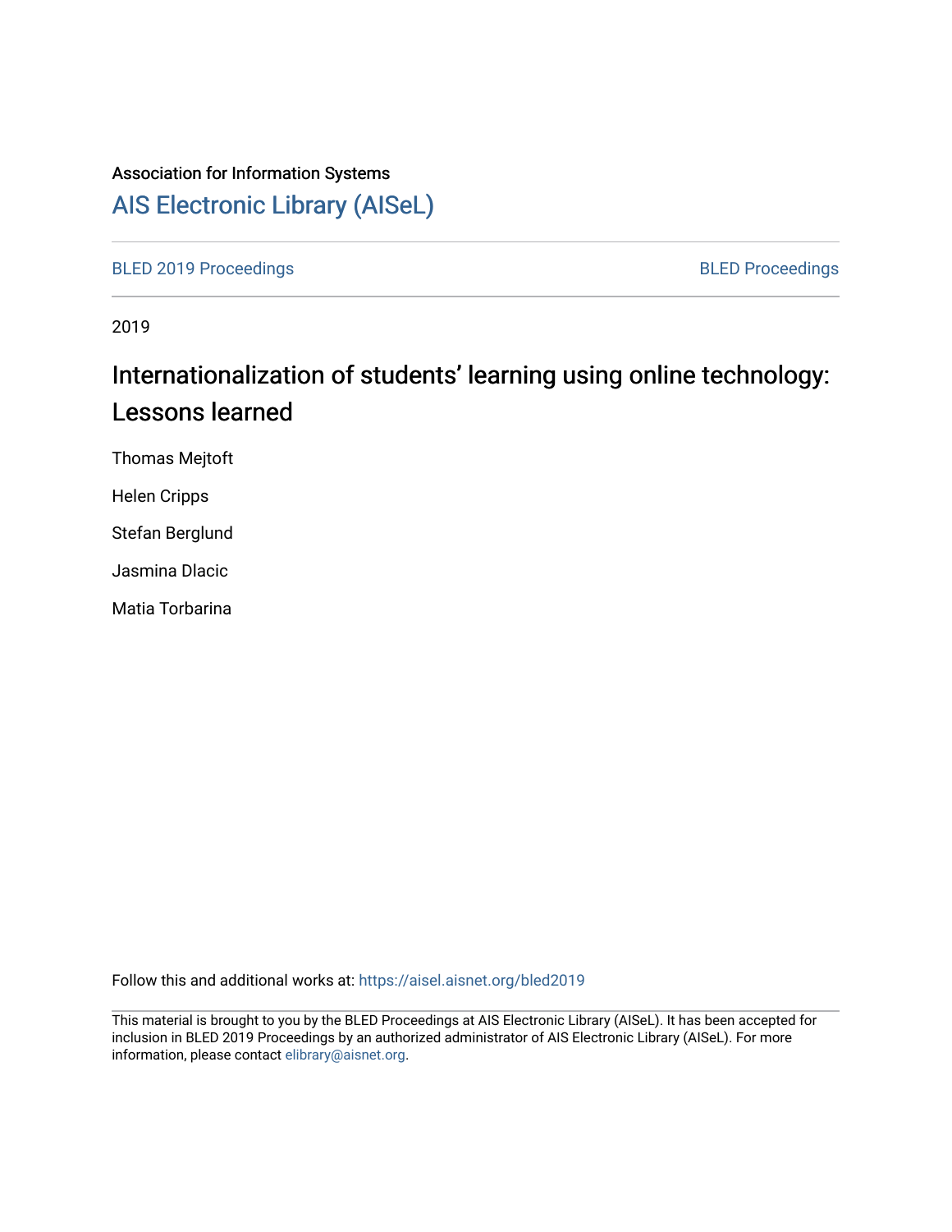Association for Information Systems

# AIS Electronic Library (AISeL)

BLED 2019 Proceedings | BLED Proceedings

2019

## Internationalization of students' learning using online technology: Lessons learned

Thomas Mejtoft

Helen Cripps

Stefan Berglund

Jasmina Dlacic

Matia Torbarina

Follow this and additional works at: https://aisel.aisnet.org/bled2019

This material is brought to you by the BLED Proceedings at AIS Electronic Library (AISeL). It has been accepted for inclusion in BLED 2019 Proceedings by an authorized administrator of AIS Electronic Library (AISeL). For more information, please contact elibrary@aisnet.org.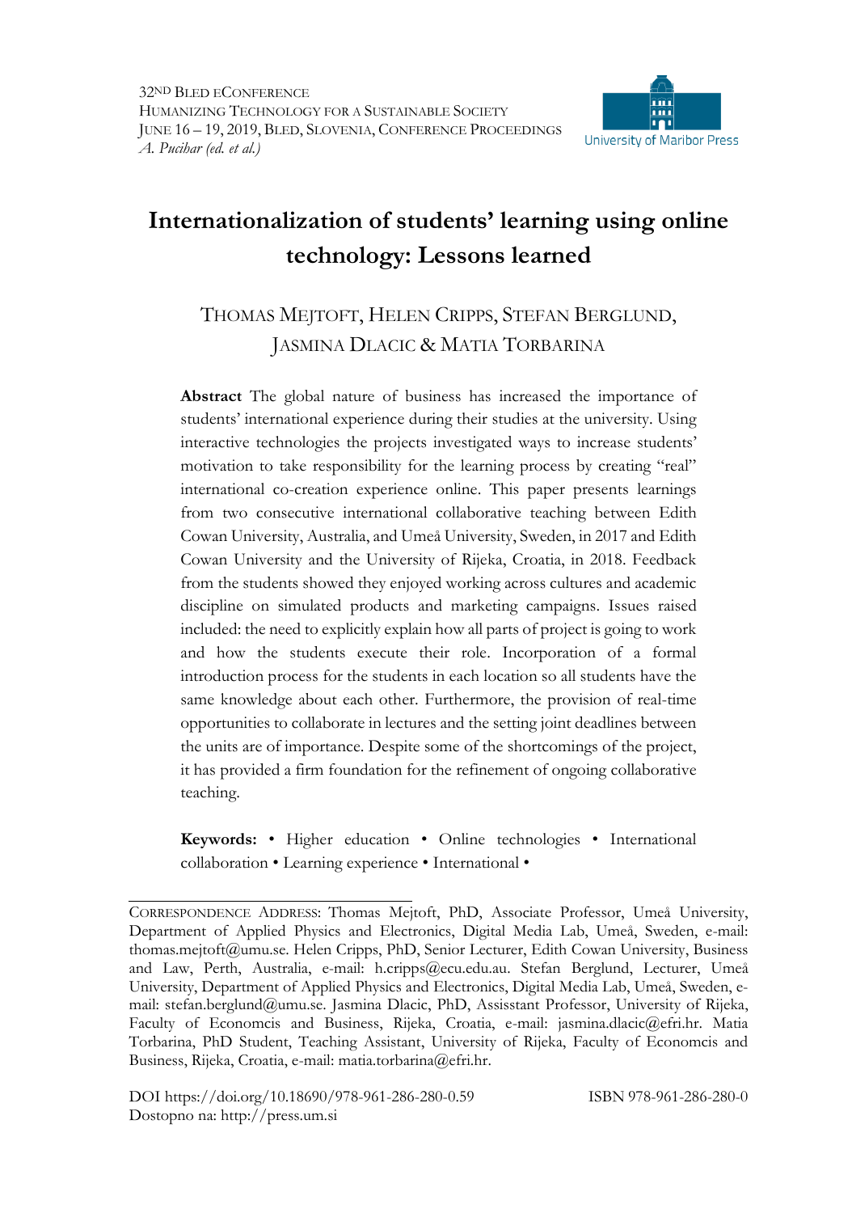# Internationalization of students' learning using online technology: Lessons learned

THOMAS MEJTOFT, HELEN CRIPPS, STEFAN BERGLUND, JASMINA DLACIC & MATIA TORBARINA

**Abstract** The global nature of business has increased the importance of students' international experience during their studies at the university. Using interactive technologies the projects investigated ways to increase students' motivation to take responsibility for the learning process by creating "real" international co-creation experience online. This paper presents learnings from two consecutive international collaborative teaching between Edith Cowan University, Australia, and Umeå University, Sweden, in 2017 and Edith Cowan University and the University of Rijeka, Croatia, in 2018. Feedback from the students showed they enjoyed working across cultures and academic discipline on simulated products and marketing campaigns. Issues raised included: the need to explicitly explain how all parts of project is going to work and how the students execute their role. Incorporation of a formal introduction process for the students in each location so all students have the same knowledge about each other. Furthermore, the provision of real-time opportunities to collaborate in lectures and the setting joint deadlines between the units are of importance. Despite some of the shortcomings of the project, it has provided a firm foundation for the refinement of ongoing collaborative teaching.

**Keywords:** • Higher education • Online technologies • International collaboration • Learning experience • International •

---

CORRESPONDENCE ADDRESS: Thomas Mejtoft, PhD, Associate Professor, Umeå University, Department of Applied Physics and Electronics, Digital Media Lab, Umeå, Sweden, e-mail: thomas.mejtoft@umu.se. Helen Cripps, PhD, Senior Lecturer, Edith Cowan University, Business and Law, Perth, Australia, e-mail: h.cripps@ecu.edu.au. Stefan Berglund, Lecturer, Umeå University, Department of Applied Physics and Electronics, Digital Media Lab, Umeå, Sweden, e-mail: stefan.berglund@umu.se. Jasmina Dlacic, PhD, Assisstant Professor, University of Rijeka, Faculty of Economcis and Business, Rijeka, Croatia, e-mail: jasmina.dlacic@efri.hr. Matia Torbarina, PhD Student, Teaching Assistant, University of Rijeka, Faculty of Economcis and Business, Rijeka, Croatia, e-mail: matia.torbarina@efri.hr.

DOI https://doi.org/10.18690/978-961-286-280-0.59 ISBN 978-961-286-280-0
Dostopno na: http://press.um.si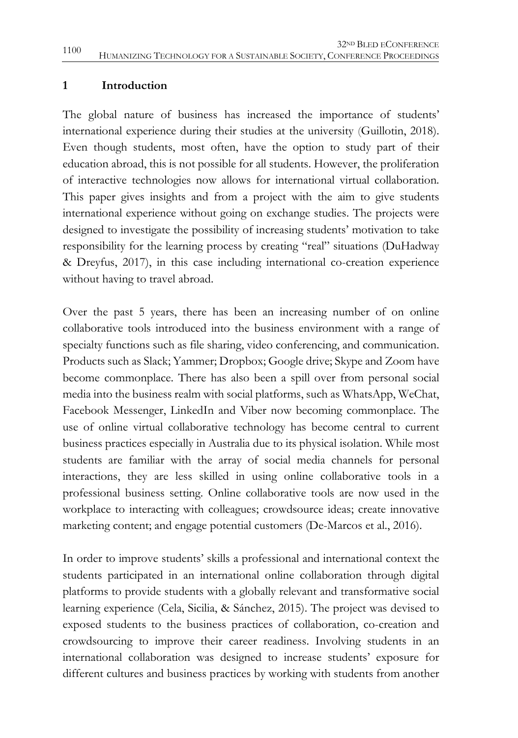## 1 Introduction

The global nature of business has increased the importance of students' international experience during their studies at the university (Guillotin, 2018). Even though students, most often, have the option to study part of their education abroad, this is not possible for all students. However, the proliferation of interactive technologies now allows for international virtual collaboration. This paper gives insights and from a project with the aim to give students international experience without going on exchange studies. The projects were designed to investigate the possibility of increasing students' motivation to take responsibility for the learning process by creating "real" situations (DuHadway & Dreyfus, 2017), in this case including international co-creation experience without having to travel abroad.

Over the past 5 years, there has been an increasing number of on online collaborative tools introduced into the business environment with a range of specialty functions such as file sharing, video conferencing, and communication. Products such as Slack; Yammer; Dropbox; Google drive; Skype and Zoom have become commonplace. There has also been a spill over from personal social media into the business realm with social platforms, such as WhatsApp, WeChat, Facebook Messenger, LinkedIn and Viber now becoming commonplace. The use of online virtual collaborative technology has become central to current business practices especially in Australia due to its physical isolation. While most students are familiar with the array of social media channels for personal interactions, they are less skilled in using online collaborative tools in a professional business setting. Online collaborative tools are now used in the workplace to interacting with colleagues; crowdsource ideas; create innovative marketing content; and engage potential customers (De-Marcos et al., 2016).

In order to improve students' skills a professional and international context the students participated in an international online collaboration through digital platforms to provide students with a globally relevant and transformative social learning experience (Cela, Sicilia, & Sánchez, 2015). The project was devised to exposed students to the business practices of collaboration, co-creation and crowdsourcing to improve their career readiness. Involving students in an international collaboration was designed to increase students' exposure for different cultures and business practices by working with students from another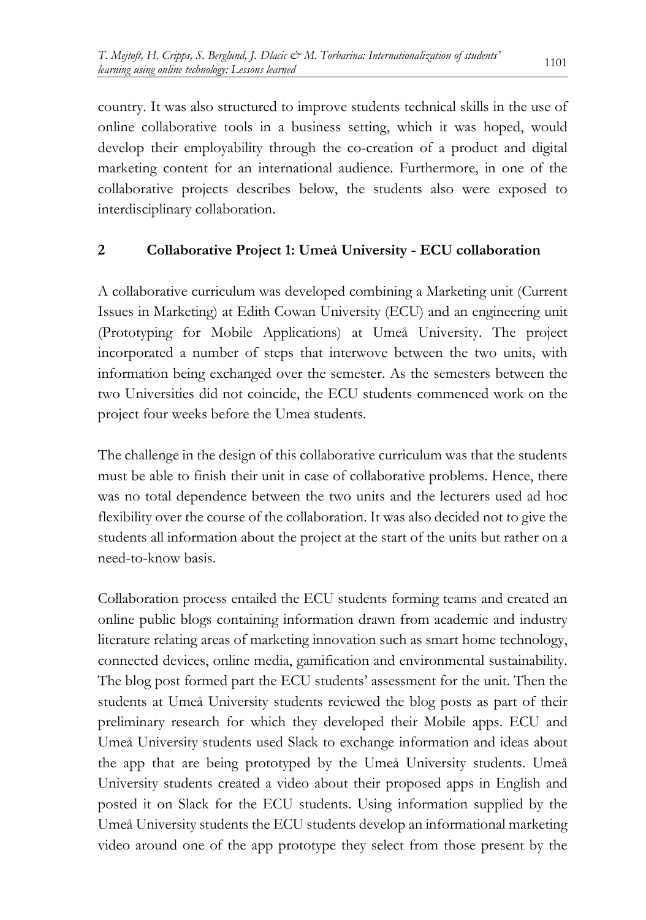country. It was also structured to improve students technical skills in the use of online collaborative tools in a business setting, which it was hoped, would develop their employability through the co-creation of a product and digital marketing content for an international audience. Furthermore, in one of the collaborative projects describes below, the students also were exposed to interdisciplinary collaboration.

## 2 Collaborative Project 1: Umeå University - ECU collaboration

A collaborative curriculum was developed combining a Marketing unit (Current Issues in Marketing) at Edith Cowan University (ECU) and an engineering unit (Prototyping for Mobile Applications) at Umeå University. The project incorporated a number of steps that interwove between the two units, with information being exchanged over the semester. As the semesters between the two Universities did not coincide, the ECU students commenced work on the project four weeks before the Umea students.

The challenge in the design of this collaborative curriculum was that the students must be able to finish their unit in case of collaborative problems. Hence, there was no total dependence between the two units and the lecturers used ad hoc flexibility over the course of the collaboration. It was also decided not to give the students all information about the project at the start of the units but rather on a need-to-know basis.

Collaboration process entailed the ECU students forming teams and created an online public blogs containing information drawn from academic and industry literature relating areas of marketing innovation such as smart home technology, connected devices, online media, gamification and environmental sustainability. The blog post formed part the ECU students' assessment for the unit. Then the students at Umeå University students reviewed the blog posts as part of their preliminary research for which they developed their Mobile apps. ECU and Umeå University students used Slack to exchange information and ideas about the app that are being prototyped by the Umeå University students. Umeå University students created a video about their proposed apps in English and posted it on Slack for the ECU students. Using information supplied by the Umeå University students the ECU students develop an informational marketing video around one of the app prototype they select from those present by the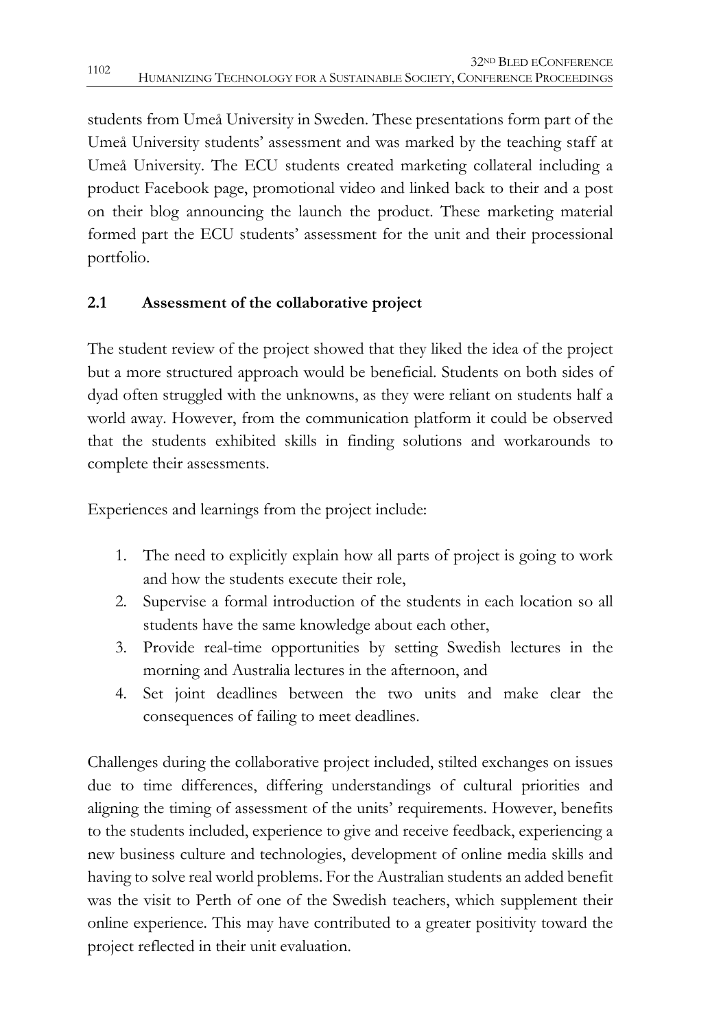students from Umeå University in Sweden. These presentations form part of the Umeå University students' assessment and was marked by the teaching staff at Umeå University. The ECU students created marketing collateral including a product Facebook page, promotional video and linked back to their and a post on their blog announcing the launch the product. These marketing material formed part the ECU students' assessment for the unit and their processional portfolio.

### 2.1 Assessment of the collaborative project

The student review of the project showed that they liked the idea of the project but a more structured approach would be beneficial. Students on both sides of dyad often struggled with the unknowns, as they were reliant on students half a world away. However, from the communication platform it could be observed that the students exhibited skills in finding solutions and workarounds to complete their assessments.

Experiences and learnings from the project include:

1. The need to explicitly explain how all parts of project is going to work and how the students execute their role,
2. Supervise a formal introduction of the students in each location so all students have the same knowledge about each other,
3. Provide real-time opportunities by setting Swedish lectures in the morning and Australia lectures in the afternoon, and
4. Set joint deadlines between the two units and make clear the consequences of failing to meet deadlines.

Challenges during the collaborative project included, stilted exchanges on issues due to time differences, differing understandings of cultural priorities and aligning the timing of assessment of the units' requirements. However, benefits to the students included, experience to give and receive feedback, experiencing a new business culture and technologies, development of online media skills and having to solve real world problems. For the Australian students an added benefit was the visit to Perth of one of the Swedish teachers, which supplement their online experience. This may have contributed to a greater positivity toward the project reflected in their unit evaluation.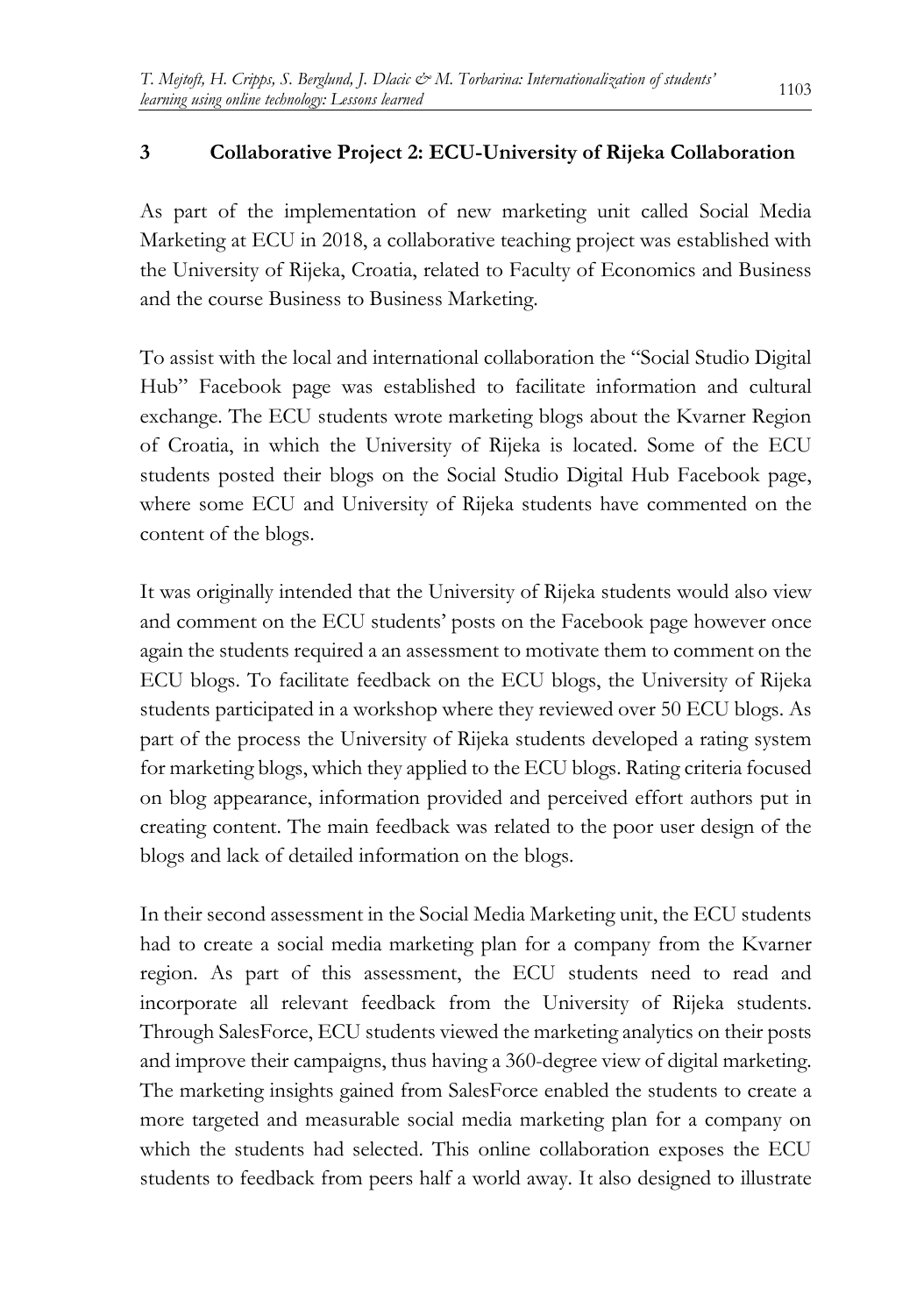## 3 Collaborative Project 2: ECU-University of Rijeka Collaboration

As part of the implementation of new marketing unit called Social Media Marketing at ECU in 2018, a collaborative teaching project was established with the University of Rijeka, Croatia, related to Faculty of Economics and Business and the course Business to Business Marketing.

To assist with the local and international collaboration the "Social Studio Digital Hub" Facebook page was established to facilitate information and cultural exchange. The ECU students wrote marketing blogs about the Kvarner Region of Croatia, in which the University of Rijeka is located. Some of the ECU students posted their blogs on the Social Studio Digital Hub Facebook page, where some ECU and University of Rijeka students have commented on the content of the blogs.

It was originally intended that the University of Rijeka students would also view and comment on the ECU students' posts on the Facebook page however once again the students required a an assessment to motivate them to comment on the ECU blogs. To facilitate feedback on the ECU blogs, the University of Rijeka students participated in a workshop where they reviewed over 50 ECU blogs. As part of the process the University of Rijeka students developed a rating system for marketing blogs, which they applied to the ECU blogs. Rating criteria focused on blog appearance, information provided and perceived effort authors put in creating content. The main feedback was related to the poor user design of the blogs and lack of detailed information on the blogs.

In their second assessment in the Social Media Marketing unit, the ECU students had to create a social media marketing plan for a company from the Kvarner region. As part of this assessment, the ECU students need to read and incorporate all relevant feedback from the University of Rijeka students. Through SalesForce, ECU students viewed the marketing analytics on their posts and improve their campaigns, thus having a 360-degree view of digital marketing. The marketing insights gained from SalesForce enabled the students to create a more targeted and measurable social media marketing plan for a company on which the students had selected. This online collaboration exposes the ECU students to feedback from peers half a world away. It also designed to illustrate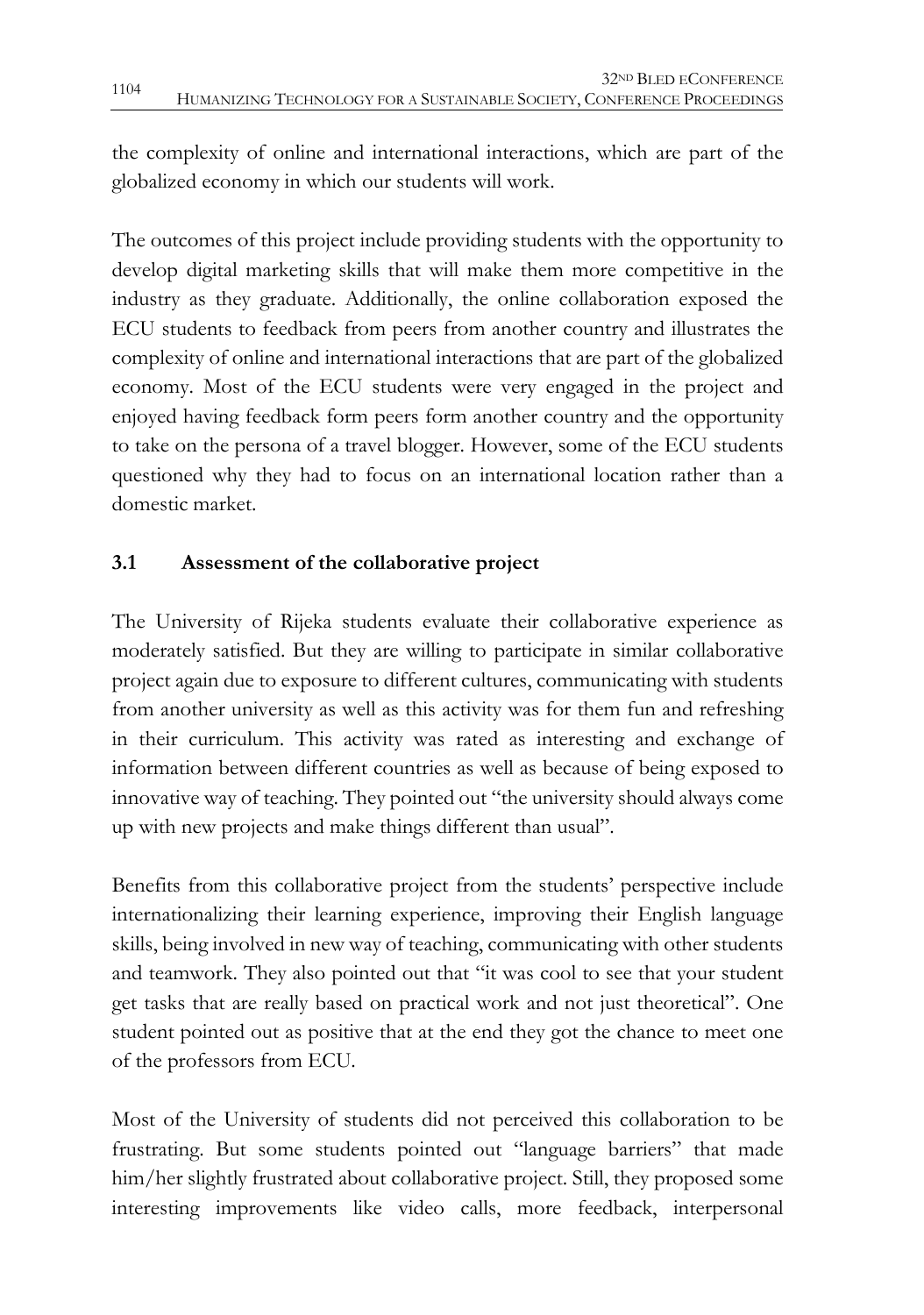the complexity of online and international interactions, which are part of the globalized economy in which our students will work.

The outcomes of this project include providing students with the opportunity to develop digital marketing skills that will make them more competitive in the industry as they graduate. Additionally, the online collaboration exposed the ECU students to feedback from peers from another country and illustrates the complexity of online and international interactions that are part of the globalized economy. Most of the ECU students were very engaged in the project and enjoyed having feedback form peers form another country and the opportunity to take on the persona of a travel blogger. However, some of the ECU students questioned why they had to focus on an international location rather than a domestic market.

### 3.1 Assessment of the collaborative project

The University of Rijeka students evaluate their collaborative experience as moderately satisfied. But they are willing to participate in similar collaborative project again due to exposure to different cultures, communicating with students from another university as well as this activity was for them fun and refreshing in their curriculum. This activity was rated as interesting and exchange of information between different countries as well as because of being exposed to innovative way of teaching. They pointed out "the university should always come up with new projects and make things different than usual".

Benefits from this collaborative project from the students' perspective include internationalizing their learning experience, improving their English language skills, being involved in new way of teaching, communicating with other students and teamwork. They also pointed out that "it was cool to see that your student get tasks that are really based on practical work and not just theoretical". One student pointed out as positive that at the end they got the chance to meet one of the professors from ECU.

Most of the University of students did not perceived this collaboration to be frustrating. But some students pointed out "language barriers" that made him/her slightly frustrated about collaborative project. Still, they proposed some interesting improvements like video calls, more feedback, interpersonal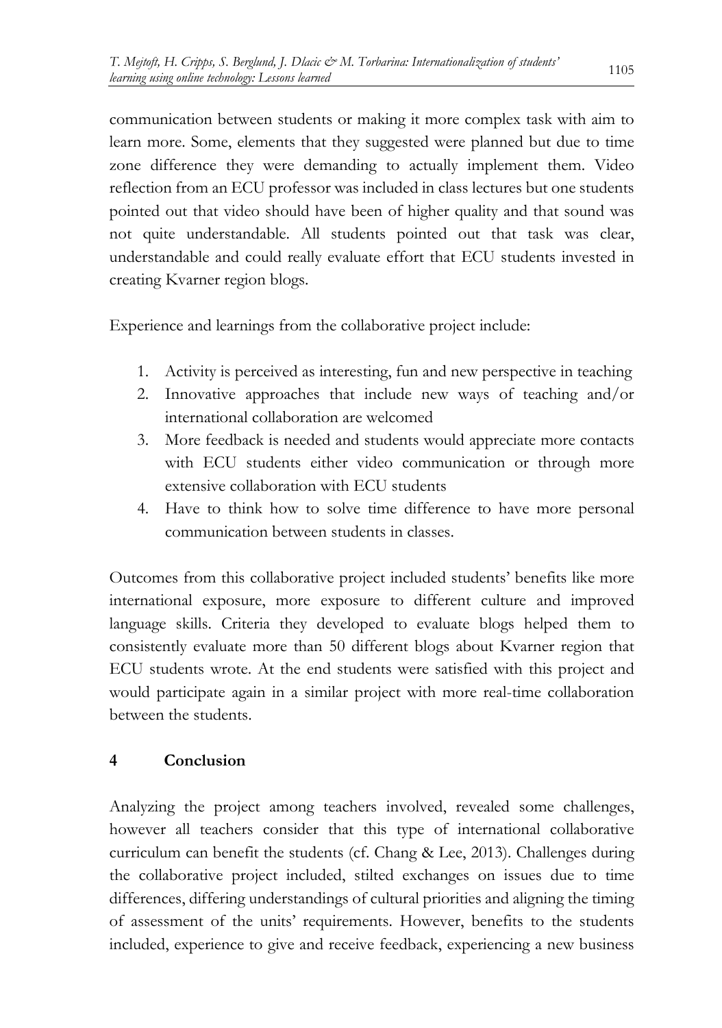communication between students or making it more complex task with aim to learn more. Some, elements that they suggested were planned but due to time zone difference they were demanding to actually implement them. Video reflection from an ECU professor was included in class lectures but one students pointed out that video should have been of higher quality and that sound was not quite understandable. All students pointed out that task was clear, understandable and could really evaluate effort that ECU students invested in creating Kvarner region blogs.

Experience and learnings from the collaborative project include:

1. Activity is perceived as interesting, fun and new perspective in teaching
2. Innovative approaches that include new ways of teaching and/or international collaboration are welcomed
3. More feedback is needed and students would appreciate more contacts with ECU students either video communication or through more extensive collaboration with ECU students
4. Have to think how to solve time difference to have more personal communication between students in classes.

Outcomes from this collaborative project included students' benefits like more international exposure, more exposure to different culture and improved language skills. Criteria they developed to evaluate blogs helped them to consistently evaluate more than 50 different blogs about Kvarner region that ECU students wrote. At the end students were satisfied with this project and would participate again in a similar project with more real-time collaboration between the students.

## 4 Conclusion

Analyzing the project among teachers involved, revealed some challenges, however all teachers consider that this type of international collaborative curriculum can benefit the students (cf. Chang & Lee, 2013). Challenges during the collaborative project included, stilted exchanges on issues due to time differences, differing understandings of cultural priorities and aligning the timing of assessment of the units' requirements. However, benefits to the students included, experience to give and receive feedback, experiencing a new business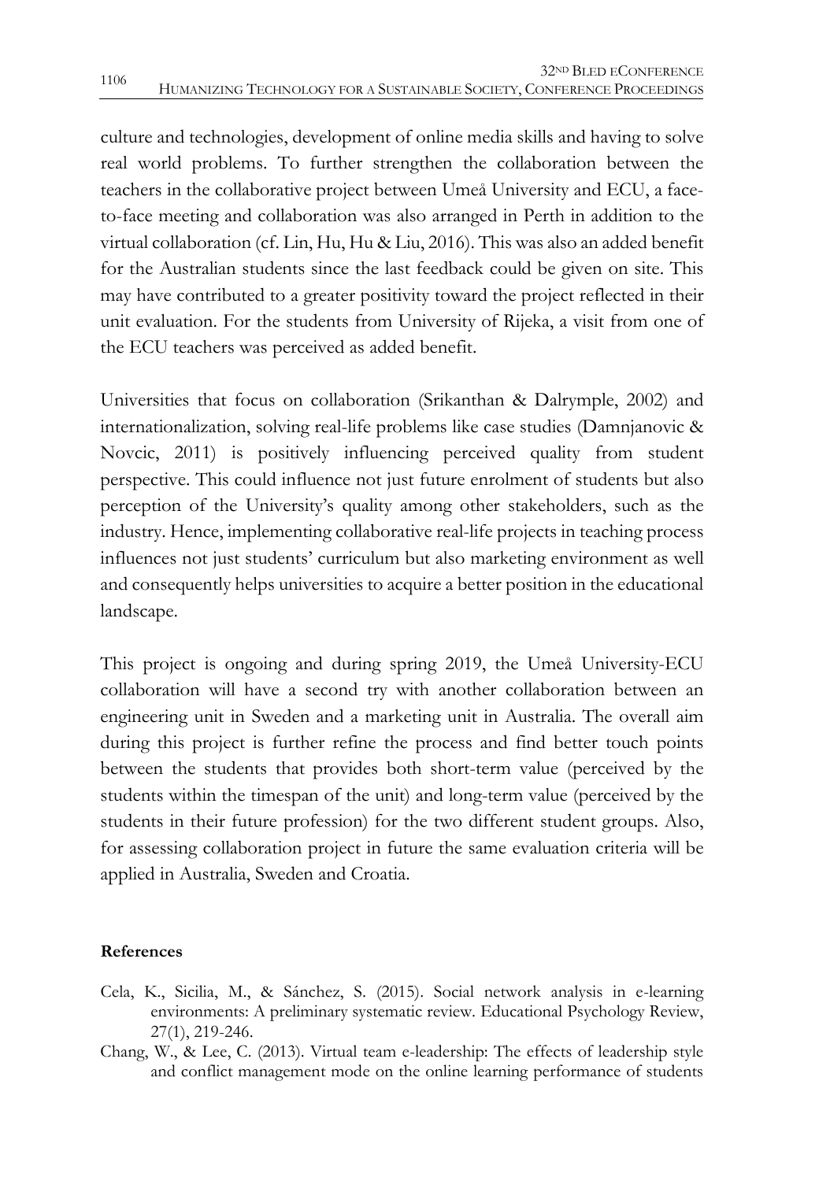culture and technologies, development of online media skills and having to solve real world problems. To further strengthen the collaboration between the teachers in the collaborative project between Umeå University and ECU, a face-to-face meeting and collaboration was also arranged in Perth in addition to the virtual collaboration (cf. Lin, Hu, Hu & Liu, 2016). This was also an added benefit for the Australian students since the last feedback could be given on site. This may have contributed to a greater positivity toward the project reflected in their unit evaluation. For the students from University of Rijeka, a visit from one of the ECU teachers was perceived as added benefit.

Universities that focus on collaboration (Srikanthan & Dalrymple, 2002) and internationalization, solving real-life problems like case studies (Damnjanovic & Novcic, 2011) is positively influencing perceived quality from student perspective. This could influence not just future enrolment of students but also perception of the University's quality among other stakeholders, such as the industry. Hence, implementing collaborative real-life projects in teaching process influences not just students' curriculum but also marketing environment as well and consequently helps universities to acquire a better position in the educational landscape.

This project is ongoing and during spring 2019, the Umeå University-ECU collaboration will have a second try with another collaboration between an engineering unit in Sweden and a marketing unit in Australia. The overall aim during this project is further refine the process and find better touch points between the students that provides both short-term value (perceived by the students within the timespan of the unit) and long-term value (perceived by the students in their future profession) for the two different student groups. Also, for assessing collaboration project in future the same evaluation criteria will be applied in Australia, Sweden and Croatia.

**References**

Cela, K., Sicilia, M., & Sánchez, S. (2015). Social network analysis in e-learning environments: A preliminary systematic review. Educational Psychology Review, 27(1), 219-246.

Chang, W., & Lee, C. (2013). Virtual team e-leadership: The effects of leadership style and conflict management mode on the online learning performance of students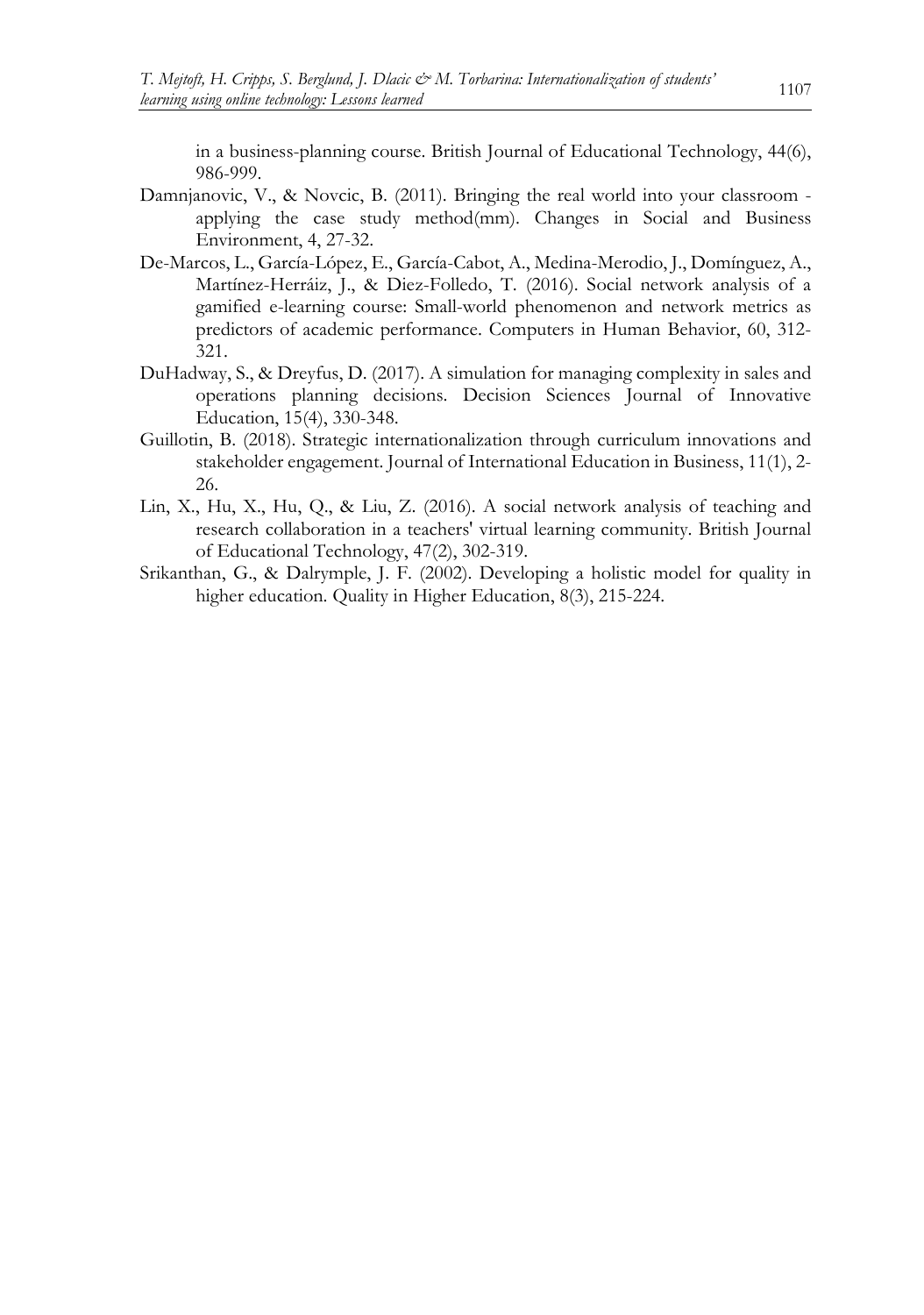in a business-planning course. British Journal of Educational Technology, 44(6), 986-999.

Damnjanovic, V., & Novcic, B. (2011). Bringing the real world into your classroom - applying the case study method(mm). Changes in Social and Business Environment, 4, 27-32.

De-Marcos, L., García-López, E., García-Cabot, A., Medina-Merodio, J., Domínguez, A., Martínez-Herráiz, J., & Diez-Folledo, T. (2016). Social network analysis of a gamified e-learning course: Small-world phenomenon and network metrics as predictors of academic performance. Computers in Human Behavior, 60, 312-321.

DuHadway, S., & Dreyfus, D. (2017). A simulation for managing complexity in sales and operations planning decisions. Decision Sciences Journal of Innovative Education, 15(4), 330-348.

Guillotin, B. (2018). Strategic internationalization through curriculum innovations and stakeholder engagement. Journal of International Education in Business, 11(1), 2-26.

Lin, X., Hu, X., Hu, Q., & Liu, Z. (2016). A social network analysis of teaching and research collaboration in a teachers' virtual learning community. British Journal of Educational Technology, 47(2), 302-319.

Srikanthan, G., & Dalrymple, J. F. (2002). Developing a holistic model for quality in higher education. Quality in Higher Education, 8(3), 215-224.